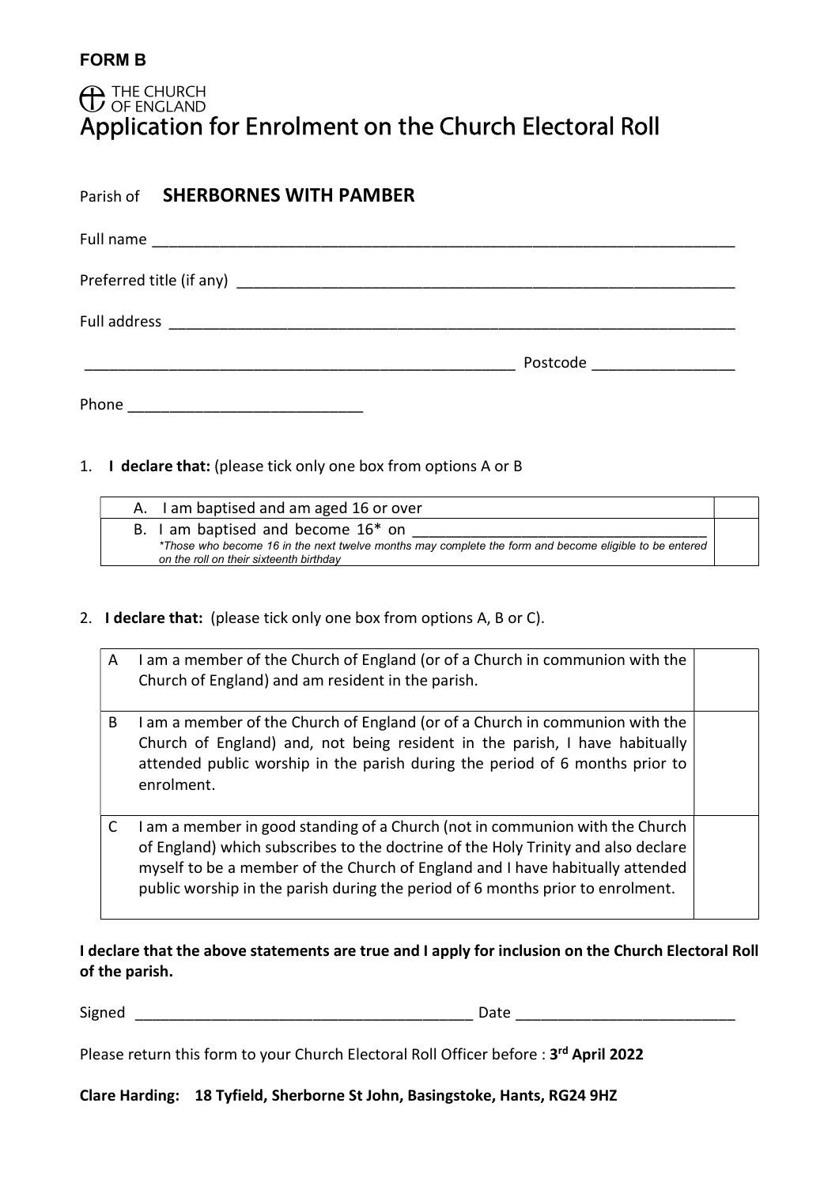**FORM B**

THE CHURCH OF ENGLAND

# Application for Enrolment on the Church Electoral Roll

Parish of **SHERBORNES WITH PAMBER**

Full name ______________________________________________________________________

Preferred title (if any) ___________________________________________________________

Full address ____________________________________________________________________

_____________________________________________________ Postcode _________________

Phone ____________________________

1. **I declare that:** (please tick only one box from options A or B

| | |
|---|---|
| A. I am baptised and am aged 16 or over | |
| B. I am baptised and become 16* on ___________________________________<br>*\*Those who become 16 in the next twelve months may complete the form and become eligible to be entered on the roll on their sixteenth birthday* | |

2. **I declare that:** (please tick only one box from options A, B or C).

| | | |
|---|---|---|
| A | I am a member of the Church of England (or of a Church in communion with the Church of England) and am resident in the parish. | |
| B | I am a member of the Church of England (or of a Church in communion with the Church of England) and, not being resident in the parish, I have habitually attended public worship in the parish during the period of 6 months prior to enrolment. | |
| C | I am a member in good standing of a Church (not in communion with the Church of England) which subscribes to the doctrine of the Holy Trinity and also declare myself to be a member of the Church of England and I have habitually attended public worship in the parish during the period of 6 months prior to enrolment. | |

**I declare that the above statements are true and I apply for inclusion on the Church Electoral Roll of the parish.**

Signed _________________________________________ Date __________________________

Please return this form to your Church Electoral Roll Officer before : **3rd April 2022**

**Clare Harding: 18 Tyfield, Sherborne St John, Basingstoke, Hants, RG24 9HZ**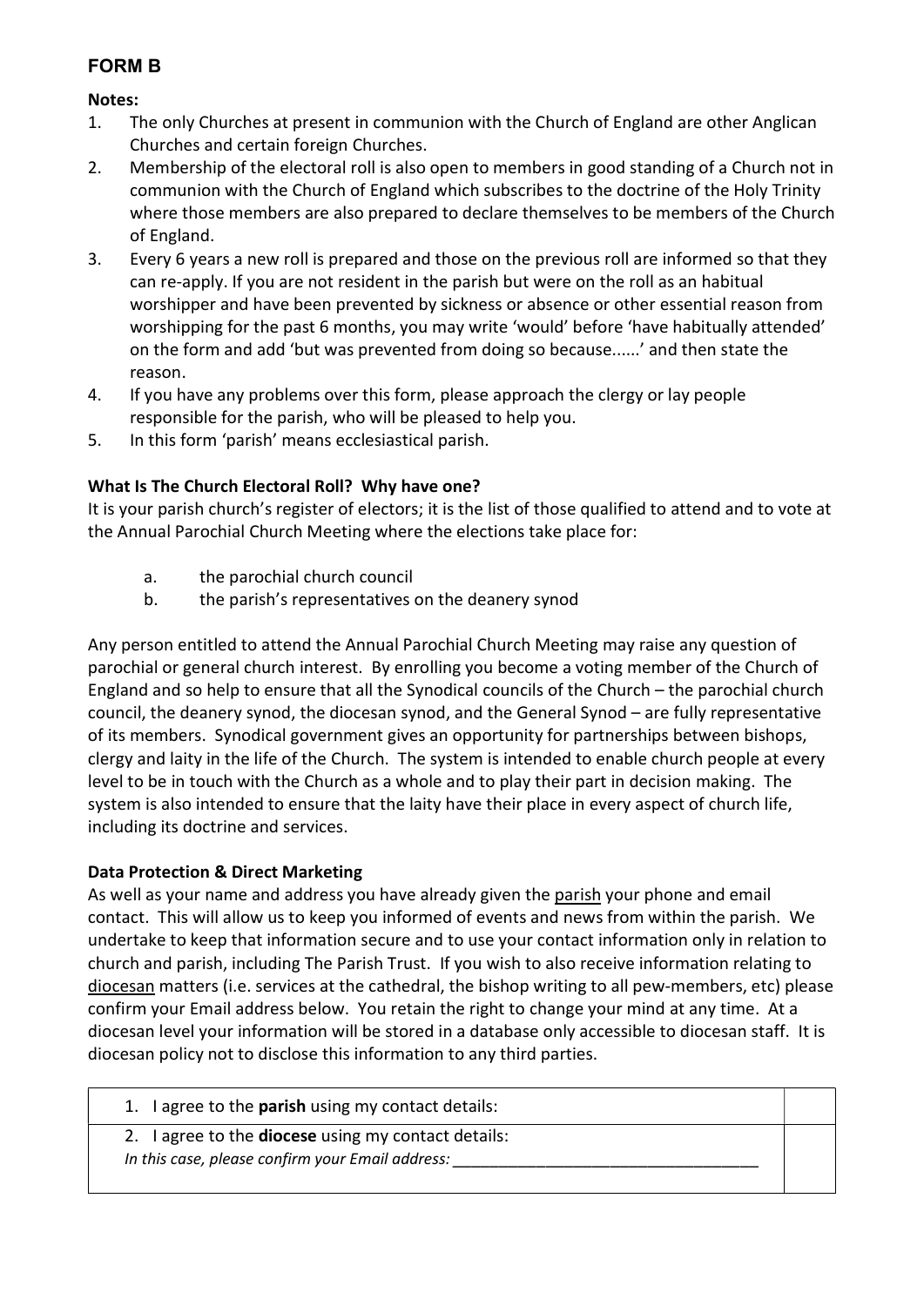## FORM B

**Notes:**

1. The only Churches at present in communion with the Church of England are other Anglican Churches and certain foreign Churches.
2. Membership of the electoral roll is also open to members in good standing of a Church not in communion with the Church of England which subscribes to the doctrine of the Holy Trinity where those members are also prepared to declare themselves to be members of the Church of England.
3. Every 6 years a new roll is prepared and those on the previous roll are informed so that they can re-apply. If you are not resident in the parish but were on the roll as an habitual worshipper and have been prevented by sickness or absence or other essential reason from worshipping for the past 6 months, you may write 'would' before 'have habitually attended' on the form and add 'but was prevented from doing so because......' and then state the reason.
4. If you have any problems over this form, please approach the clergy or lay people responsible for the parish, who will be pleased to help you.
5. In this form 'parish' means ecclesiastical parish.

**What Is The Church Electoral Roll? Why have one?**

It is your parish church's register of electors; it is the list of those qualified to attend and to vote at the Annual Parochial Church Meeting where the elections take place for:

a. the parochial church council
b. the parish's representatives on the deanery synod

Any person entitled to attend the Annual Parochial Church Meeting may raise any question of parochial or general church interest. By enrolling you become a voting member of the Church of England and so help to ensure that all the Synodical councils of the Church – the parochial church council, the deanery synod, the diocesan synod, and the General Synod – are fully representative of its members. Synodical government gives an opportunity for partnerships between bishops, clergy and laity in the life of the Church. The system is intended to enable church people at every level to be in touch with the Church as a whole and to play their part in decision making. The system is also intended to ensure that the laity have their place in every aspect of church life, including its doctrine and services.

**Data Protection & Direct Marketing**

As well as your name and address you have already given the parish your phone and email contact. This will allow us to keep you informed of events and news from within the parish. We undertake to keep that information secure and to use your contact information only in relation to church and parish, including The Parish Trust. If you wish to also receive information relating to diocesan matters (i.e. services at the cathedral, the bishop writing to all pew-members, etc) please confirm your Email address below. You retain the right to change your mind at any time. At a diocesan level your information will be stored in a database only accessible to diocesan staff. It is diocesan policy not to disclose this information to any third parties.

| | |
|---|---|
| 1. I agree to the **parish** using my contact details: | |
| 2. I agree to the **diocese** using my contact details:<br>*In this case, please confirm your Email address:* ___________________________________ | |